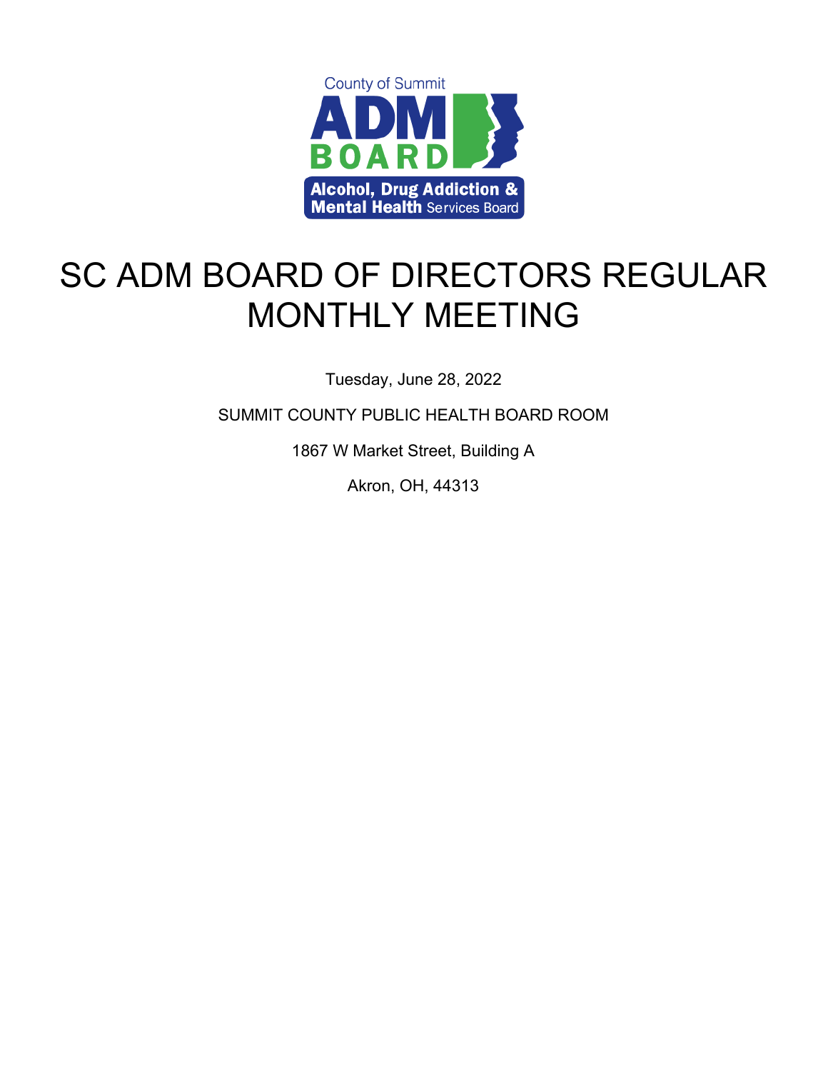County of Summit ADM BOARD Alcohol, Drug Addiction & Mental Health Services Board

# SC ADM BOARD OF DIRECTORS REGULAR MONTHLY MEETING

Tuesday, June 28, 2022

SUMMIT COUNTY PUBLIC HEALTH BOARD ROOM

1867 W Market Street, Building A

Akron, OH, 44313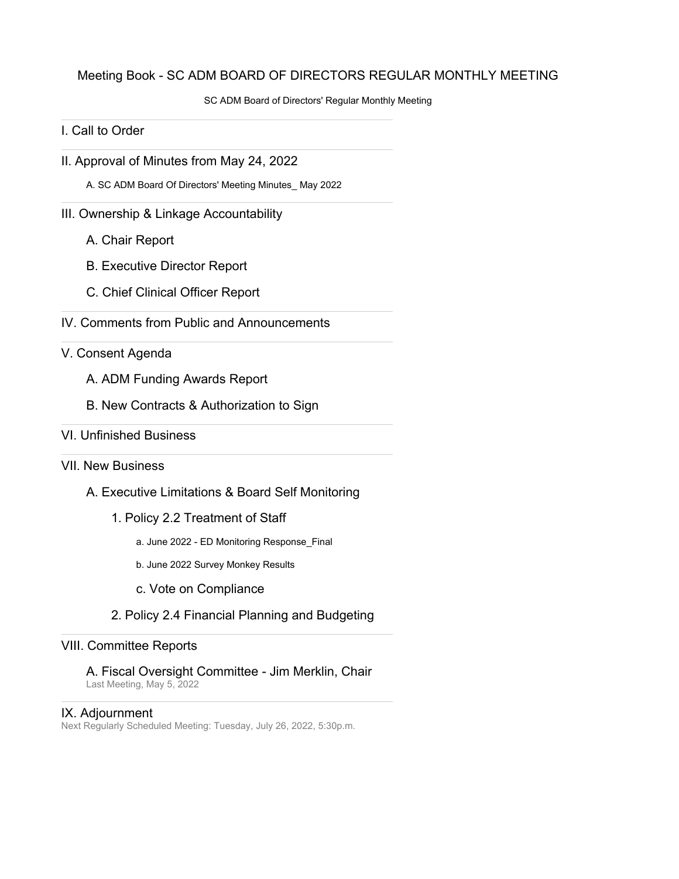# Meeting Book - SC ADM BOARD OF DIRECTORS REGULAR MONTHLY MEETING

SC ADM Board of Directors' Regular Monthly Meeting

## I. Call to Order

## II. Approval of Minutes from May 24, 2022

A. SC ADM Board Of Directors' Meeting Minutes_ May 2022

## III. Ownership & Linkage Accountability

A. Chair Report

B. Executive Director Report

C. Chief Clinical Officer Report

## IV. Comments from Public and Announcements

## V. Consent Agenda

A. ADM Funding Awards Report

B. New Contracts & Authorization to Sign

## VI. Unfinished Business

## VII. New Business

A. Executive Limitations & Board Self Monitoring

1. Policy 2.2 Treatment of Staff

   a. June 2022 - ED Monitoring Response_Final

   b. June 2022 Survey Monkey Results

   c. Vote on Compliance

2. Policy 2.4 Financial Planning and Budgeting

## VIII. Committee Reports

A. Fiscal Oversight Committee - Jim Merklin, Chair
Last Meeting, May 5, 2022

## IX. Adjournment

Next Regularly Scheduled Meeting: Tuesday, July 26, 2022, 5:30p.m.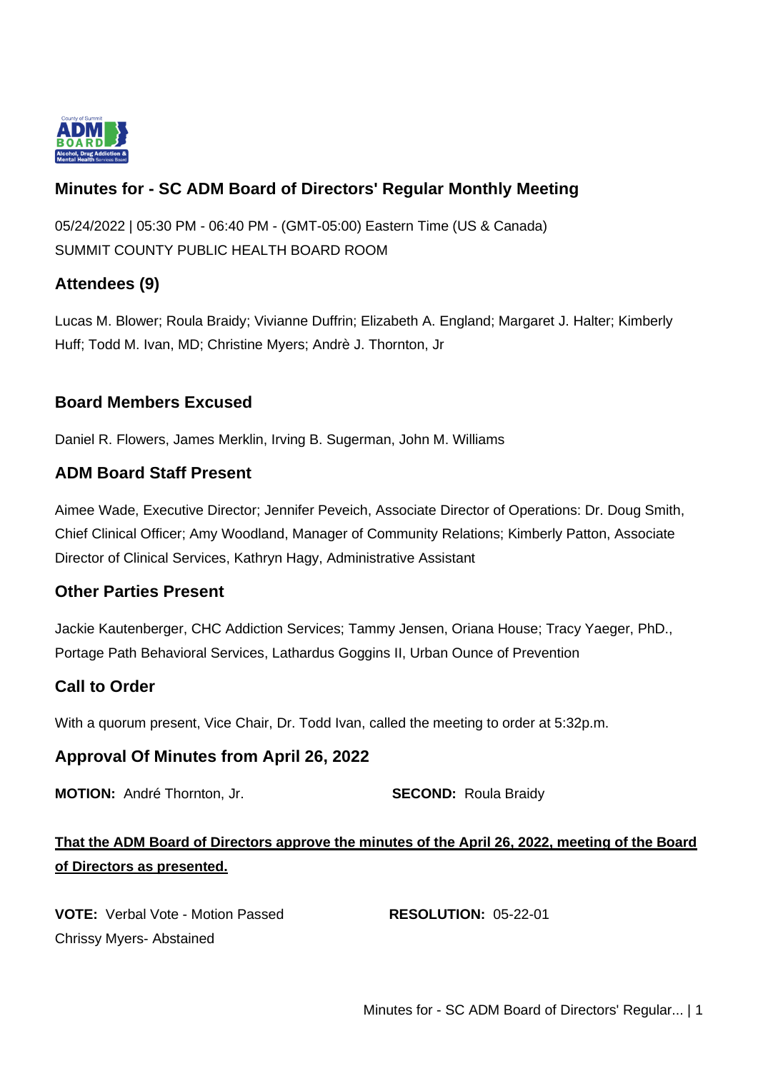# Minutes for - SC ADM Board of Directors' Regular Monthly Meeting

05/24/2022 | 05:30 PM - 06:40 PM - (GMT-05:00) Eastern Time (US & Canada)
SUMMIT COUNTY PUBLIC HEALTH BOARD ROOM

## Attendees (9)

Lucas M. Blower; Roula Braidy; Vivianne Duffrin; Elizabeth A. England; Margaret J. Halter; Kimberly Huff; Todd M. Ivan, MD; Christine Myers; Andrè J. Thornton, Jr

## Board Members Excused

Daniel R. Flowers, James Merklin, Irving B. Sugerman, John M. Williams

## ADM Board Staff Present

Aimee Wade, Executive Director; Jennifer Peveich, Associate Director of Operations: Dr. Doug Smith, Chief Clinical Officer; Amy Woodland, Manager of Community Relations; Kimberly Patton, Associate Director of Clinical Services, Kathryn Hagy, Administrative Assistant

## Other Parties Present

Jackie Kautenberger, CHC Addiction Services; Tammy Jensen, Oriana House; Tracy Yaeger, PhD., Portage Path Behavioral Services, Lathardus Goggins II, Urban Ounce of Prevention

## Call to Order

With a quorum present, Vice Chair, Dr. Todd Ivan, called the meeting to order at 5:32p.m.

## Approval Of Minutes from April 26, 2022

**MOTION:** André Thornton, Jr. **SECOND:** Roula Braidy

**That the ADM Board of Directors approve the minutes of the April 26, 2022, meeting of the Board of Directors as presented.**

**VOTE:** Verbal Vote - Motion Passed **RESOLUTION:** 05-22-01
Chrissy Myers- Abstained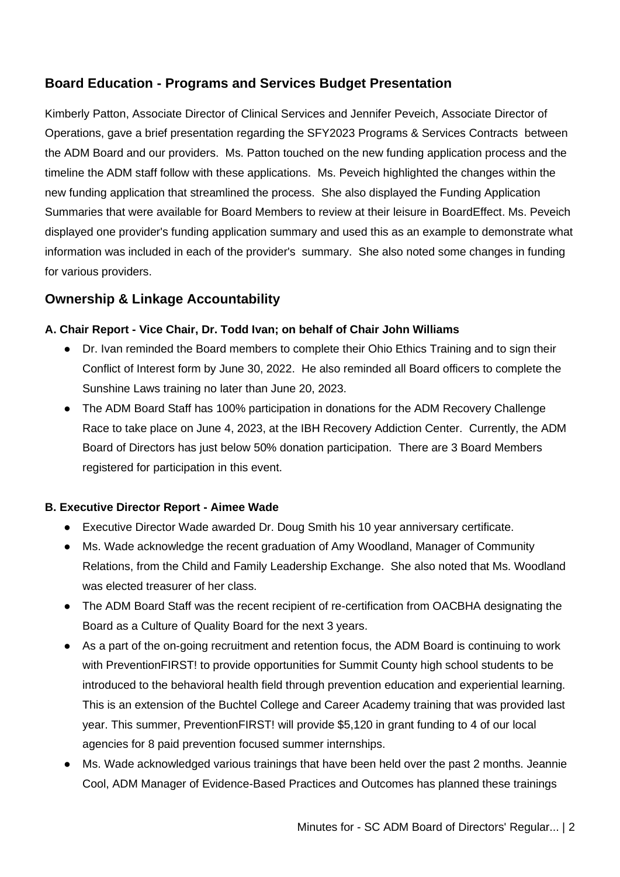## Board Education - Programs and Services Budget Presentation

Kimberly Patton, Associate Director of Clinical Services and Jennifer Peveich, Associate Director of Operations, gave a brief presentation regarding the SFY2023 Programs & Services Contracts between the ADM Board and our providers. Ms. Patton touched on the new funding application process and the timeline the ADM staff follow with these applications. Ms. Peveich highlighted the changes within the new funding application that streamlined the process. She also displayed the Funding Application Summaries that were available for Board Members to review at their leisure in BoardEffect. Ms. Peveich displayed one provider's funding application summary and used this as an example to demonstrate what information was included in each of the provider's summary. She also noted some changes in funding for various providers.

## Ownership & Linkage Accountability

**A. Chair Report - Vice Chair, Dr. Todd Ivan; on behalf of Chair John Williams**

- Dr. Ivan reminded the Board members to complete their Ohio Ethics Training and to sign their Conflict of Interest form by June 30, 2022. He also reminded all Board officers to complete the Sunshine Laws training no later than June 20, 2023.
- The ADM Board Staff has 100% participation in donations for the ADM Recovery Challenge Race to take place on June 4, 2023, at the IBH Recovery Addiction Center. Currently, the ADM Board of Directors has just below 50% donation participation. There are 3 Board Members registered for participation in this event.

**B. Executive Director Report - Aimee Wade**

- Executive Director Wade awarded Dr. Doug Smith his 10 year anniversary certificate.
- Ms. Wade acknowledge the recent graduation of Amy Woodland, Manager of Community Relations, from the Child and Family Leadership Exchange. She also noted that Ms. Woodland was elected treasurer of her class.
- The ADM Board Staff was the recent recipient of re-certification from OACBHA designating the Board as a Culture of Quality Board for the next 3 years.
- As a part of the on-going recruitment and retention focus, the ADM Board is continuing to work with PreventionFIRST! to provide opportunities for Summit County high school students to be introduced to the behavioral health field through prevention education and experiential learning. This is an extension of the Buchtel College and Career Academy training that was provided last year. This summer, PreventionFIRST! will provide $5,120 in grant funding to 4 of our local agencies for 8 paid prevention focused summer internships.
- Ms. Wade acknowledged various trainings that have been held over the past 2 months. Jeannie Cool, ADM Manager of Evidence-Based Practices and Outcomes has planned these trainings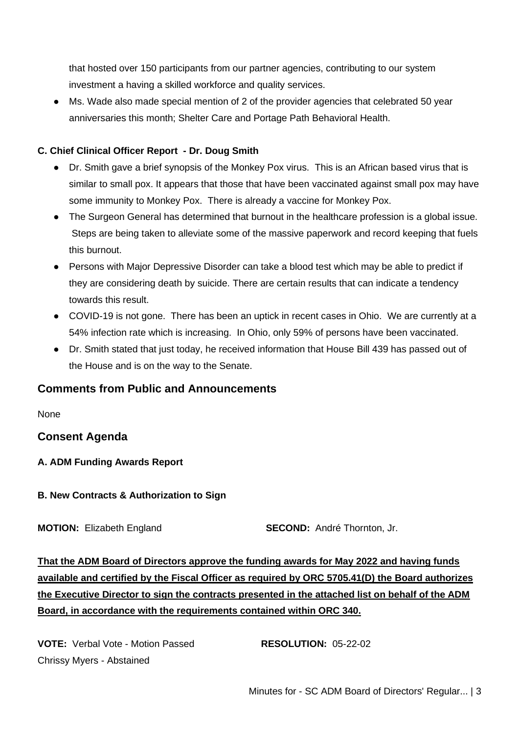that hosted over 150 participants from our partner agencies, contributing to our system investment a having a skilled workforce and quality services.

- Ms. Wade also made special mention of 2 of the provider agencies that celebrated 50 year anniversaries this month; Shelter Care and Portage Path Behavioral Health.

**C. Chief Clinical Officer Report - Dr. Doug Smith**

- Dr. Smith gave a brief synopsis of the Monkey Pox virus. This is an African based virus that is similar to small pox. It appears that those that have been vaccinated against small pox may have some immunity to Monkey Pox. There is already a vaccine for Monkey Pox.
- The Surgeon General has determined that burnout in the healthcare profession is a global issue. Steps are being taken to alleviate some of the massive paperwork and record keeping that fuels this burnout.
- Persons with Major Depressive Disorder can take a blood test which may be able to predict if they are considering death by suicide. There are certain results that can indicate a tendency towards this result.
- COVID-19 is not gone. There has been an uptick in recent cases in Ohio. We are currently at a 54% infection rate which is increasing. In Ohio, only 59% of persons have been vaccinated.
- Dr. Smith stated that just today, he received information that House Bill 439 has passed out of the House and is on the way to the Senate.

## Comments from Public and Announcements

None

## Consent Agenda

**A. ADM Funding Awards Report**

**B. New Contracts & Authorization to Sign**

**MOTION:** Elizabeth England **SECOND:** André Thornton, Jr.

**That the ADM Board of Directors approve the funding awards for May 2022 and having funds available and certified by the Fiscal Officer as required by ORC 5705.41(D) the Board authorizes the Executive Director to sign the contracts presented in the attached list on behalf of the ADM Board, in accordance with the requirements contained within ORC 340.**

**VOTE:** Verbal Vote - Motion Passed **RESOLUTION:** 05-22-02
Chrissy Myers - Abstained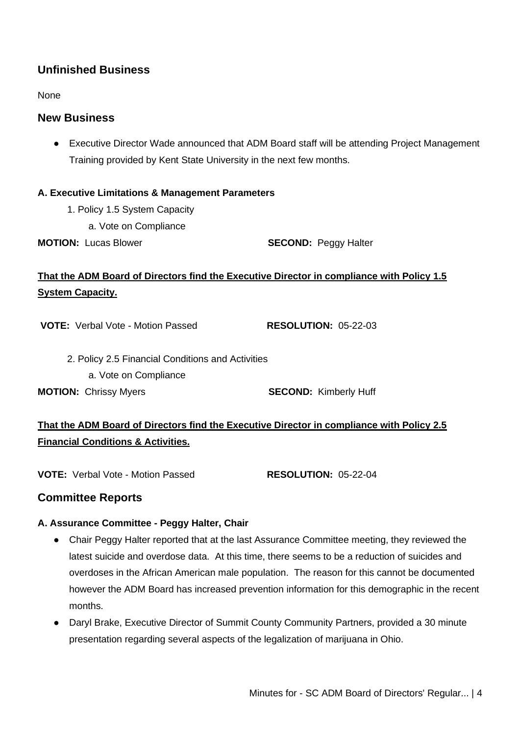## Unfinished Business

None

## New Business

- Executive Director Wade announced that ADM Board staff will be attending Project Management Training provided by Kent State University in the next few months.

**A. Executive Limitations & Management Parameters**

1. Policy 1.5 System Capacity
   a. Vote on Compliance

**MOTION:** Lucas Blower **SECOND:** Peggy Halter

**<u>That the ADM Board of Directors find the Executive Director in compliance with Policy 1.5 System Capacity.</u>**

**VOTE:** Verbal Vote - Motion Passed **RESOLUTION:** 05-22-03

2. Policy 2.5 Financial Conditions and Activities
   a. Vote on Compliance

**MOTION:** Chrissy Myers **SECOND:** Kimberly Huff

**<u>That the ADM Board of Directors find the Executive Director in compliance with Policy 2.5 Financial Conditions & Activities.</u>**

**VOTE:** Verbal Vote - Motion Passed **RESOLUTION:** 05-22-04

## Committee Reports

**A. Assurance Committee - Peggy Halter, Chair**

- Chair Peggy Halter reported that at the last Assurance Committee meeting, they reviewed the latest suicide and overdose data. At this time, there seems to be a reduction of suicides and overdoses in the African American male population. The reason for this cannot be documented however the ADM Board has increased prevention information for this demographic in the recent months.
- Daryl Brake, Executive Director of Summit County Community Partners, provided a 30 minute presentation regarding several aspects of the legalization of marijuana in Ohio.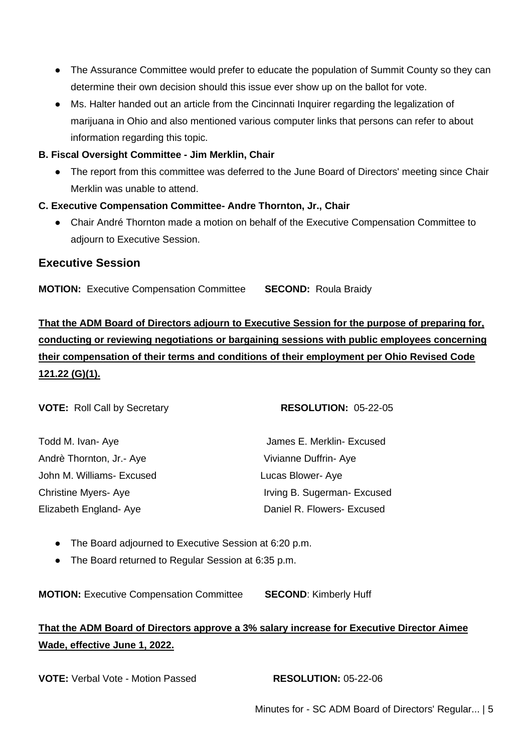- The Assurance Committee would prefer to educate the population of Summit County so they can determine their own decision should this issue ever show up on the ballot for vote.
- Ms. Halter handed out an article from the Cincinnati Inquirer regarding the legalization of marijuana in Ohio and also mentioned various computer links that persons can refer to about information regarding this topic.

**B. Fiscal Oversight Committee - Jim Merklin, Chair**

- The report from this committee was deferred to the June Board of Directors' meeting since Chair Merklin was unable to attend.

**C. Executive Compensation Committee- Andre Thornton, Jr., Chair**

- Chair André Thornton made a motion on behalf of the Executive Compensation Committee to adjourn to Executive Session.

## Executive Session

**MOTION:** Executive Compensation Committee **SECOND:** Roula Braidy

**That the ADM Board of Directors adjourn to Executive Session for the purpose of preparing for, conducting or reviewing negotiations or bargaining sessions with public employees concerning their compensation of their terms and conditions of their employment per Ohio Revised Code 121.22 (G)(1).**

**VOTE:** Roll Call by Secretary **RESOLUTION:** 05-22-05

Todd M. Ivan- Aye
Andrè Thornton, Jr.- Aye
John M. Williams- Excused
Christine Myers- Aye
Elizabeth England- Aye
James E. Merklin- Excused
Vivianne Duffrin- Aye
Lucas Blower- Aye
Irving B. Sugerman- Excused
Daniel R. Flowers- Excused

- The Board adjourned to Executive Session at 6:20 p.m.
- The Board returned to Regular Session at 6:35 p.m.

**MOTION:** Executive Compensation Committee **SECOND**: Kimberly Huff

**That the ADM Board of Directors approve a 3% salary increase for Executive Director Aimee Wade, effective June 1, 2022.**

**VOTE:** Verbal Vote - Motion Passed **RESOLUTION:** 05-22-06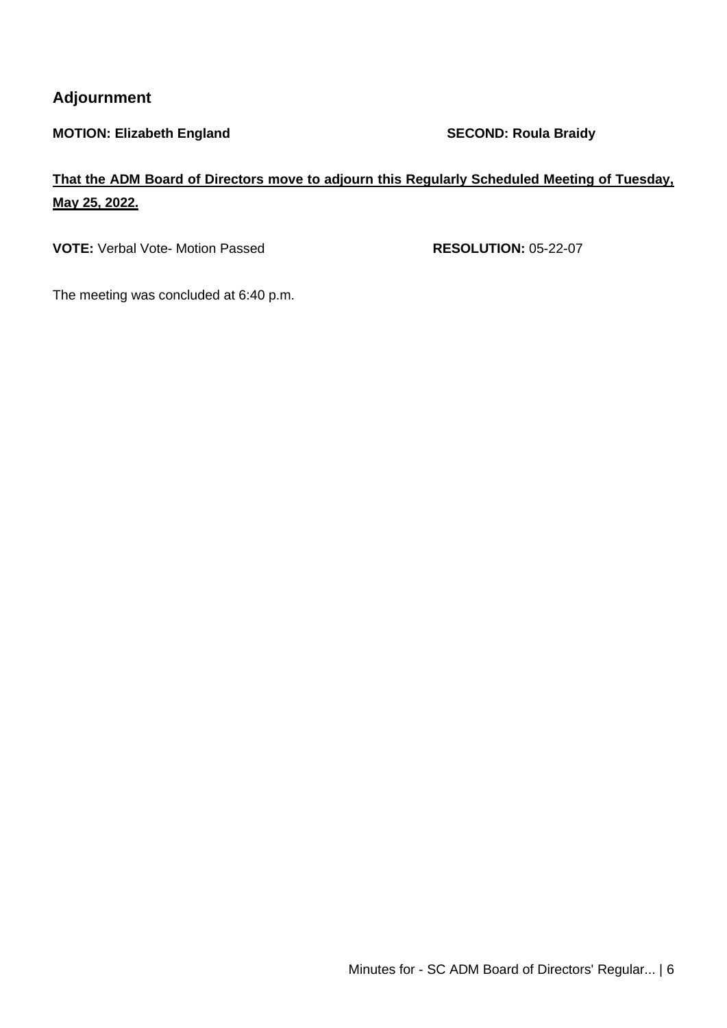## Adjournment

**MOTION: Elizabeth England** **SECOND: Roula Braidy**

**That the ADM Board of Directors move to adjourn this Regularly Scheduled Meeting of Tuesday, May 25, 2022.**

**VOTE:** Verbal Vote- Motion Passed **RESOLUTION:** 05-22-07

The meeting was concluded at 6:40 p.m.